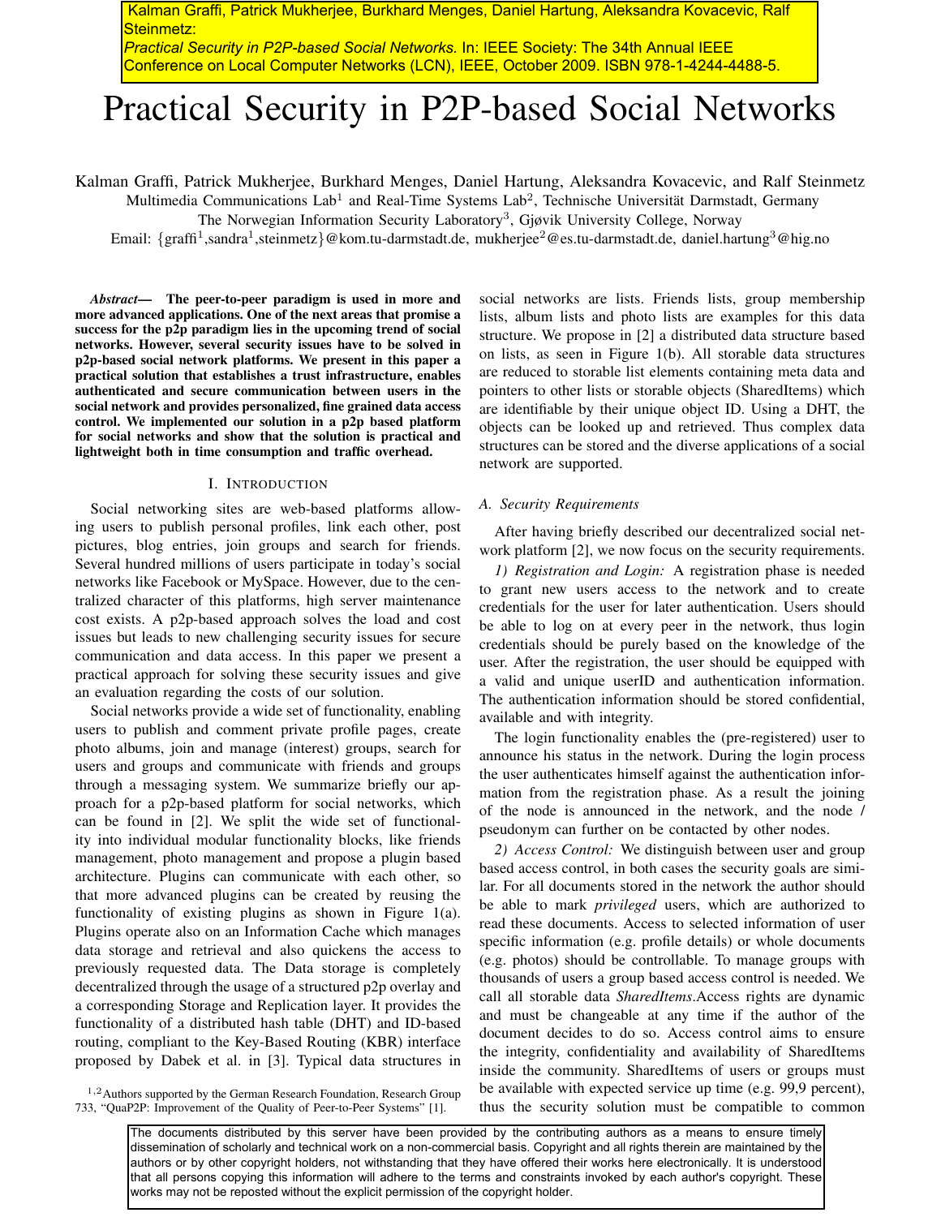Kalman Graffi, Patrick Mukherjee, Burkhard Menges, Daniel Hartung, Aleksandra Kovacevic, Ralf Steinmetz:
*Practical Security in P2P-based Social Networks.* In: IEEE Society: The 34th Annual IEEE Conference on Local Computer Networks (LCN), IEEE, October 2009. ISBN 978-1-4244-4488-5.

# Practical Security in P2P-based Social Networks

Kalman Graffi, Patrick Mukherjee, Burkhard Menges, Daniel Hartung, Aleksandra Kovacevic, and Ralf Steinmetz
Multimedia Communications Lab[1] and Real-Time Systems Lab[2], Technische Universität Darmstadt, Germany
The Norwegian Information Security Laboratory[3], Gjøvik University College, Norway
Email: {graffi[1],sandra[1],steinmetz}@kom.tu-darmstadt.de, mukherjee[2]@es.tu-darmstadt.de, daniel.hartung[3]@hig.no

***Abstract*— The peer-to-peer paradigm is used in more and more advanced applications. One of the next areas that promise a success for the p2p paradigm lies in the upcoming trend of social networks. However, several security issues have to be solved in p2p-based social network platforms. We present in this paper a practical solution that establishes a trust infrastructure, enables authenticated and secure communication between users in the social network and provides personalized, fine grained data access control. We implemented our solution in a p2p based platform for social networks and show that the solution is practical and lightweight both in time consumption and traffic overhead.**

## I. Introduction

Social networking sites are web-based platforms allowing users to publish personal profiles, link each other, post pictures, blog entries, join groups and search for friends. Several hundred millions of users participate in today's social networks like Facebook or MySpace. However, due to the centralized character of this platforms, high server maintenance cost exists. A p2p-based approach solves the load and cost issues but leads to new challenging security issues for secure communication and data access. In this paper we present a practical approach for solving these security issues and give an evaluation regarding the costs of our solution.

Social networks provide a wide set of functionality, enabling users to publish and comment private profile pages, create photo albums, join and manage (interest) groups, search for users and groups and communicate with friends and groups through a messaging system. We summarize briefly our approach for a p2p-based platform for social networks, which can be found in [2]. We split the wide set of functionality into individual modular functionality blocks, like friends management, photo management and propose a plugin based architecture. Plugins can communicate with each other, so that more advanced plugins can be created by reusing the functionality of existing plugins as shown in Figure 1(a). Plugins operate also on an Information Cache which manages data storage and retrieval and also quickens the access to previously requested data. The Data storage is completely decentralized through the usage of a structured p2p overlay and a corresponding Storage and Replication layer. It provides the functionality of a distributed hash table (DHT) and ID-based routing, compliant to the Key-Based Routing (KBR) interface proposed by Dabek et al. in [3]. Typical data structures in social networks are lists. Friends lists, group membership lists, album lists and photo lists are examples for this data structure. We propose in [2] a distributed data structure based on lists, as seen in Figure 1(b). All storable data structures are reduced to storable list elements containing meta data and pointers to other lists or storable objects (SharedItems) which are identifiable by their unique object ID. Using a DHT, the objects can be looked up and retrieved. Thus complex data structures can be stored and the diverse applications of a social network are supported.

[1,2] Authors supported by the German Research Foundation, Research Group 733, "QuaP2P: Improvement of the Quality of Peer-to-Peer Systems" [1].

### A. Security Requirements

After having briefly described our decentralized social network platform [2], we now focus on the security requirements.

*1) Registration and Login:* A registration phase is needed to grant new users access to the network and to create credentials for the user for later authentication. Users should be able to log on at every peer in the network, thus login credentials should be purely based on the knowledge of the user. After the registration, the user should be equipped with a valid and unique userID and authentication information. The authentication information should be stored confidential, available and with integrity.

The login functionality enables the (pre-registered) user to announce his status in the network. During the login process the user authenticates himself against the authentication information from the registration phase. As a result the joining of the node is announced in the network, and the node / pseudonym can further on be contacted by other nodes.

*2) Access Control:* We distinguish between user and group based access control, in both cases the security goals are similar. For all documents stored in the network the author should be able to mark *privileged* users, which are authorized to read these documents. Access to selected information of user specific information (e.g. profile details) or whole documents (e.g. photos) should be controllable. To manage groups with thousands of users a group based access control is needed. We call all storable data *SharedItems*.Access rights are dynamic and must be changeable at any time if the author of the document decides to do so. Access control aims to ensure the integrity, confidentiality and availability of SharedItems inside the community. SharedItems of users or groups must be available with expected service up time (e.g. 99,9 percent), thus the security solution must be compatible to common

The documents distributed by this server have been provided by the contributing authors as a means to ensure timely dissemination of scholarly and technical work on a non-commercial basis. Copyright and all rights therein are maintained by the authors or by other copyright holders, not withstanding that they have offered their works here electronically. It is understood that all persons copying this information will adhere to the terms and constraints invoked by each author's copyright. These works may not be reposted without the explicit permission of the copyright holder.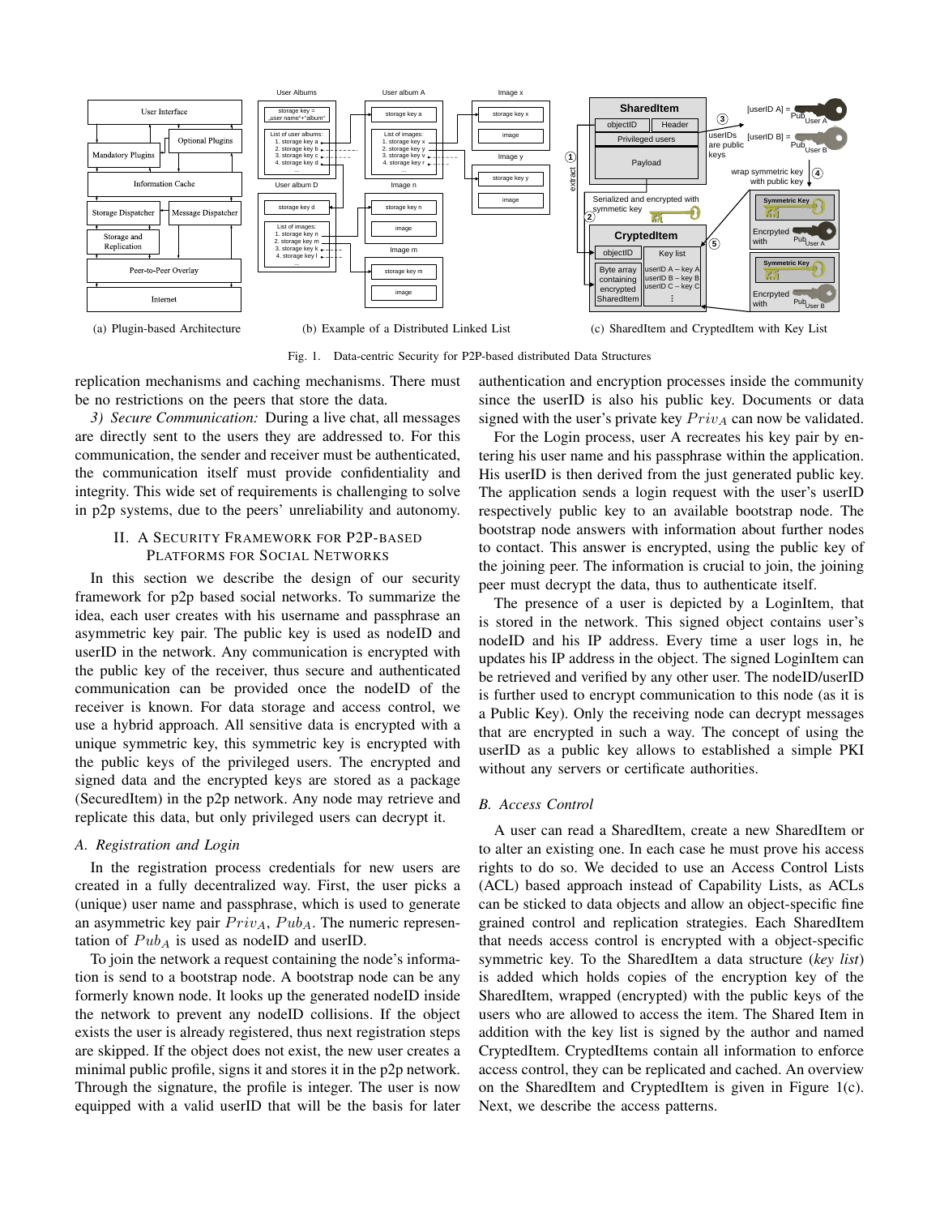(a) Plugin-based Architecture

(b) Example of a Distributed Linked List

(c) SharedItem and CryptedItem with Key List

Fig. 1. Data-centric Security for P2P-based distributed Data Structures

replication mechanisms and caching mechanisms. There must be no restrictions on the peers that store the data.

*3) Secure Communication:* During a live chat, all messages are directly sent to the users they are addressed to. For this communication, the sender and receiver must be authenticated, the communication itself must provide confidentiality and integrity. This wide set of requirements is challenging to solve in p2p systems, due to the peers' unreliability and autonomy.

## II. A Security Framework for P2P-based Platforms for Social Networks

In this section we describe the design of our security framework for p2p based social networks. To summarize the idea, each user creates with his username and passphrase an asymmetric key pair. The public key is used as nodeID and userID in the network. Any communication is encrypted with the public key of the receiver, thus secure and authenticated communication can be provided once the nodeID of the receiver is known. For data storage and access control, we use a hybrid approach. All sensitive data is encrypted with a unique symmetric key, this symmetric key is encrypted with the public keys of the privileged users. The encrypted and signed data and the encrypted keys are stored as a package (SecuredItem) in the p2p network. Any node may retrieve and replicate this data, but only privileged users can decrypt it.

### A. Registration and Login

In the registration process credentials for new users are created in a fully decentralized way. First, the user picks a (unique) user name and passphrase, which is used to generate an asymmetric key pair $Priv_A$, $Pub_A$. The numeric representation of $Pub_A$ is used as nodeID and userID.

To join the network a request containing the node's information is send to a bootstrap node. A bootstrap node can be any formerly known node. It looks up the generated nodeID inside the network to prevent any nodeID collisions. If the object exists the user is already registered, thus next registration steps are skipped. If the object does not exist, the new user creates a minimal public profile, signs it and stores it in the p2p network. Through the signature, the profile is integer. The user is now equipped with a valid userID that will be the basis for later authentication and encryption processes inside the community since the userID is also his public key. Documents or data signed with the user's private key $Priv_A$ can now be validated.

For the Login process, user A recreates his key pair by entering his user name and his passphrase within the application. His userID is then derived from the just generated public key. The application sends a login request with the user's userID respectively public key to an available bootstrap node. The bootstrap node answers with information about further nodes to contact. This answer is encrypted, using the public key of the joining peer. The information is crucial to join, the joining peer must decrypt the data, thus to authenticate itself.

The presence of a user is depicted by a LoginItem, that is stored in the network. This signed object contains user's nodeID and his IP address. Every time a user logs in, he updates his IP address in the object. The signed LoginItem can be retrieved and verified by any other user. The nodeID/userID is further used to encrypt communication to this node (as it is a Public Key). Only the receiving node can decrypt messages that are encrypted in such a way. The concept of using the userID as a public key allows to established a simple PKI without any servers or certificate authorities.

### B. Access Control

A user can read a SharedItem, create a new SharedItem or to alter an existing one. In each case he must prove his access rights to do so. We decided to use an Access Control Lists (ACL) based approach instead of Capability Lists, as ACLs can be sticked to data objects and allow an object-specific fine grained control and replication strategies. Each SharedItem that needs access control is encrypted with a object-specific symmetric key. To the SharedItem a data structure (*key list*) is added which holds copies of the encryption key of the SharedItem, wrapped (encrypted) with the public keys of the users who are allowed to access the item. The Shared Item in addition with the key list is signed by the author and named CryptedItem. CryptedItems contain all information to enforce access control, they can be replicated and cached. An overview on the SharedItem and CryptedItem is given in Figure 1(c). Next, we describe the access patterns.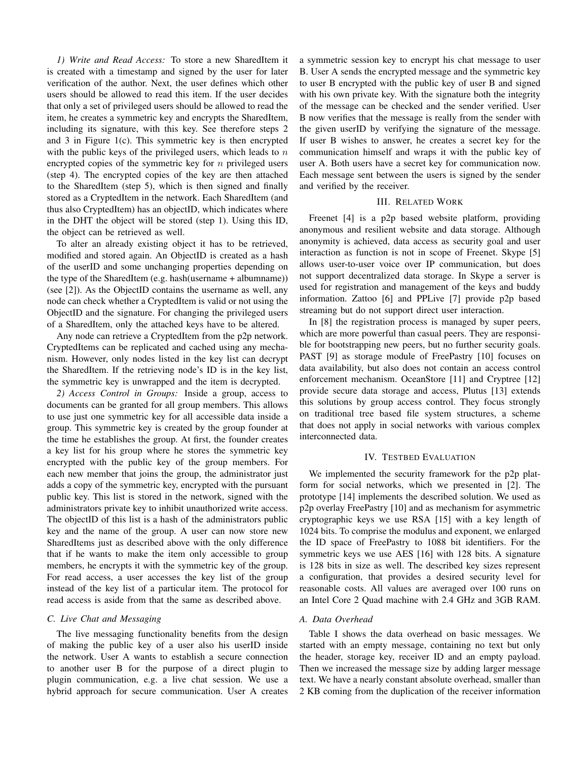*1) Write and Read Access:* To store a new SharedItem it is created with a timestamp and signed by the user for later verification of the author. Next, the user defines which other users should be allowed to read this item. If the user decides that only a set of privileged users should be allowed to read the item, he creates a symmetric key and encrypts the SharedItem, including its signature, with this key. See therefore steps 2 and 3 in Figure 1(c). This symmetric key is then encrypted with the public keys of the privileged users, which leads to $n$ encrypted copies of the symmetric key for $n$ privileged users (step 4). The encrypted copies of the key are then attached to the SharedItem (step 5), which is then signed and finally stored as a CryptedItem in the network. Each SharedItem (and thus also CryptedItem) has an objectID, which indicates where in the DHT the object will be stored (step 1). Using this ID, the object can be retrieved as well.

To alter an already existing object it has to be retrieved, modified and stored again. An ObjectID is created as a hash of the userID and some unchanging properties depending on the type of the SharedItem (e.g. hash(username + albumname)) (see [2]). As the ObjectID contains the username as well, any node can check whether a CryptedItem is valid or not using the ObjectID and the signature. For changing the privileged users of a SharedItem, only the attached keys have to be altered.

Any node can retrieve a CryptedItem from the p2p network. CryptedItems can be replicated and cached using any mechanism. However, only nodes listed in the key list can decrypt the SharedItem. If the retrieving node's ID is in the key list, the symmetric key is unwrapped and the item is decrypted.

*2) Access Control in Groups:* Inside a group, access to documents can be granted for all group members. This allows to use just one symmetric key for all accessible data inside a group. This symmetric key is created by the group founder at the time he establishes the group. At first, the founder creates a key list for his group where he stores the symmetric key encrypted with the public key of the group members. For each new member that joins the group, the administrator just adds a copy of the symmetric key, encrypted with the pursuant public key. This list is stored in the network, signed with the administrators private key to inhibit unauthorized write access. The objectID of this list is a hash of the administrators public key and the name of the group. A user can now store new SharedItems just as described above with the only difference that if he wants to make the item only accessible to group members, he encrypts it with the symmetric key of the group. For read access, a user accesses the key list of the group instead of the key list of a particular item. The protocol for read access is aside from that the same as described above.

### C. Live Chat and Messaging

The live messaging functionality benefits from the design of making the public key of a user also his userID inside the network. User A wants to establish a secure connection to another user B for the purpose of a direct plugin to plugin communication, e.g. a live chat session. We use a hybrid approach for secure communication. User A creates a symmetric session key to encrypt his chat message to user B. User A sends the encrypted message and the symmetric key to user B encrypted with the public key of user B and signed with his own private key. With the signature both the integrity of the message can be checked and the sender verified. User B now verifies that the message is really from the sender with the given userID by verifying the signature of the message. If user B wishes to answer, he creates a secret key for the communication himself and wraps it with the public key of user A. Both users have a secret key for communication now. Each message sent between the users is signed by the sender and verified by the receiver.

## III. Related Work

Freenet [4] is a p2p based website platform, providing anonymous and resilient website and data storage. Although anonymity is achieved, data access as security goal and user interaction as function is not in scope of Freenet. Skype [5] allows user-to-user voice over IP communication, but does not support decentralized data storage. In Skype a server is used for registration and management of the keys and buddy information. Zattoo [6] and PPLive [7] provide p2p based streaming but do not support direct user interaction.

In [8] the registration process is managed by super peers, which are more powerful than casual peers. They are responsible for bootstrapping new peers, but no further security goals. PAST [9] as storage module of FreePastry [10] focuses on data availability, but also does not contain an access control enforcement mechanism. OceanStore [11] and Cryptree [12] provide secure data storage and access, Plutus [13] extends this solutions by group access control. They focus strongly on traditional tree based file system structures, a scheme that does not apply in social networks with various complex interconnected data.

## IV. Testbed Evaluation

We implemented the security framework for the p2p platform for social networks, which we presented in [2]. The prototype [14] implements the described solution. We used as p2p overlay FreePastry [10] and as mechanism for asymmetric cryptographic keys we use RSA [15] with a key length of 1024 bits. To comprise the modulus and exponent, we enlarged the ID space of FreePastry to 1088 bit identifiers. For the symmetric keys we use AES [16] with 128 bits. A signature is 128 bits in size as well. The described key sizes represent a configuration, that provides a desired security level for reasonable costs. All values are averaged over 100 runs on an Intel Core 2 Quad machine with 2.4 GHz and 3GB RAM.

### A. Data Overhead

Table I shows the data overhead on basic messages. We started with an empty message, containing no text but only the header, storage key, receiver ID and an empty payload. Then we increased the message size by adding larger message text. We have a nearly constant absolute overhead, smaller than 2 KB coming from the duplication of the receiver information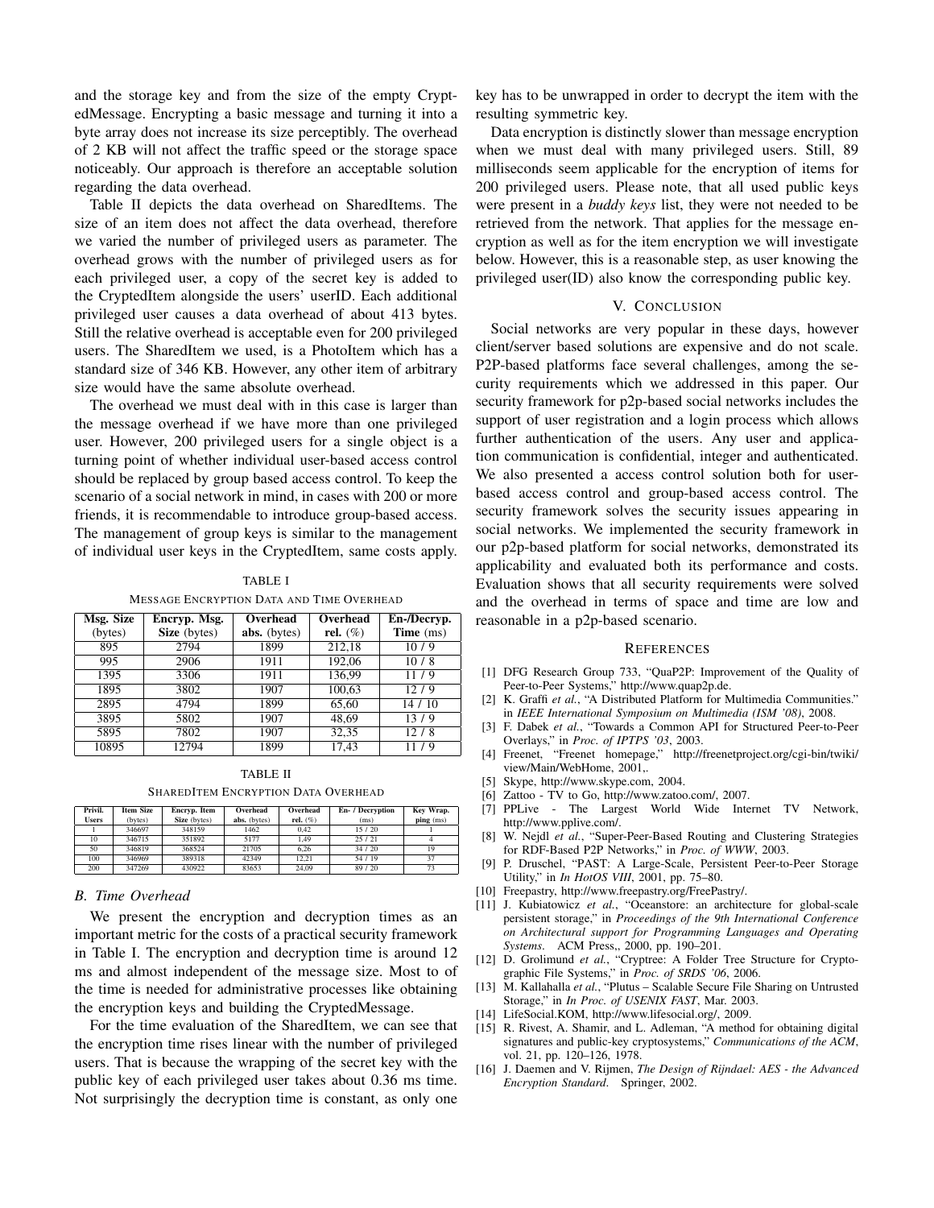and the storage key and from the size of the empty CryptedMessage. Encrypting a basic message and turning it into a byte array does not increase its size perceptibly. The overhead of 2 KB will not affect the traffic speed or the storage space noticeably. Our approach is therefore an acceptable solution regarding the data overhead.

Table II depicts the data overhead on SharedItems. The size of an item does not affect the data overhead, therefore we varied the number of privileged users as parameter. The overhead grows with the number of privileged users as for each privileged user, a copy of the secret key is added to the CryptedItem alongside the users' userID. Each additional privileged user causes a data overhead of about 413 bytes. Still the relative overhead is acceptable even for 200 privileged users. The SharedItem we used, is a PhotoItem which has a standard size of 346 KB. However, any other item of arbitrary size would have the same absolute overhead.

The overhead we must deal with in this case is larger than the message overhead if we have more than one privileged user. However, 200 privileged users for a single object is a turning point of whether individual user-based access control should be replaced by group based access control. To keep the scenario of a social network in mind, in cases with 200 or more friends, it is recommendable to introduce group-based access. The management of group keys is similar to the management of individual user keys in the CryptedItem, same costs apply.

TABLE I

MESSAGE ENCRYPTION DATA AND TIME OVERHEAD

| **Msg. Size** (bytes) | **Encryp. Msg. Size** (bytes) | **Overhead abs.** (bytes) | **Overhead rel.** (%) | **En-/Decryp. Time** (ms) |
|---|---|---|---|---|
| 895 | 2794 | 1899 | 212,18 | 10 / 9 |
| 995 | 2906 | 1911 | 192,06 | 10 / 8 |
| 1395 | 3306 | 1911 | 136,99 | 11 / 9 |
| 1895 | 3802 | 1907 | 100,63 | 12 / 9 |
| 2895 | 4794 | 1899 | 65,60 | 14 / 10 |
| 3895 | 5802 | 1907 | 48,69 | 13 / 9 |
| 5895 | 7802 | 1907 | 32,35 | 12 / 8 |
| 10895 | 12794 | 1899 | 17,43 | 11 / 9 |

TABLE II

SHAREDITEM ENCRYPTION DATA OVERHEAD

| **Privil. Users** | **Item Size** (bytes) | **Encryp. Item Size** (bytes) | **Overhead abs.** (bytes) | **Overhead rel.** (%) | **En- / Decryption** (ms) | **Key Wrap. ping** (ms) |
|---|---|---|---|---|---|---|
| 1 | 346697 | 348159 | 1462 | 0,42 | 15 / 20 | 1 |
| 10 | 346715 | 351892 | 5177 | 1,49 | 25 / 21 | 4 |
| 50 | 346819 | 368524 | 21705 | 6,26 | 34 / 20 | 19 |
| 100 | 346969 | 389318 | 42349 | 12,21 | 54 / 19 | 37 |
| 200 | 347269 | 430922 | 83653 | 24,09 | 89 / 20 | 73 |

### *B. Time Overhead*

We present the encryption and decryption times as an important metric for the costs of a practical security framework in Table I. The encryption and decryption time is around 12 ms and almost independent of the message size. Most to of the time is needed for administrative processes like obtaining the encryption keys and building the CryptedMessage.

For the time evaluation of the SharedItem, we can see that the encryption time rises linear with the number of privileged users. That is because the wrapping of the secret key with the public key of each privileged user takes about 0.36 ms time. Not surprisingly the decryption time is constant, as only one key has to be unwrapped in order to decrypt the item with the resulting symmetric key.

Data encryption is distinctly slower than message encryption when we must deal with many privileged users. Still, 89 milliseconds seem applicable for the encryption of items for 200 privileged users. Please note, that all used public keys were present in a *buddy keys* list, they were not needed to be retrieved from the network. That applies for the message encryption as well as for the item encryption we will investigate below. However, this is a reasonable step, as user knowing the privileged user(ID) also know the corresponding public key.

## V. CONCLUSION

Social networks are very popular in these days, however client/server based solutions are expensive and do not scale. P2P-based platforms face several challenges, among the security requirements which we addressed in this paper. Our security framework for p2p-based social networks includes the support of user registration and a login process which allows further authentication of the users. Any user and application communication is confidential, integer and authenticated. We also presented a access control solution both for user-based access control and group-based access control. The security framework solves the security issues appearing in social networks. We implemented the security framework in our p2p-based platform for social networks, demonstrated its applicability and evaluated both its performance and costs. Evaluation shows that all security requirements were solved and the overhead in terms of space and time are low and reasonable in a p2p-based scenario.

## REFERENCES

[1] DFG Research Group 733, "QuaP2P: Improvement of the Quality of Peer-to-Peer Systems," http://www.quap2p.de.

[2] K. Graffi *et al.*, "A Distributed Platform for Multimedia Communities." in *IEEE International Symposium on Multimedia (ISM '08)*, 2008.

[3] F. Dabek *et al.*, "Towards a Common API for Structured Peer-to-Peer Overlays," in *Proc. of IPTPS '03*, 2003.

[4] Freenet, "Freenet homepage," http://freenetproject.org/cgi-bin/twiki/view/Main/WebHome, 2001,.

[5] Skype, http://www.skype.com, 2004.

[6] Zattoo - TV to Go, http://www.zatoo.com/, 2007.

[7] PPLive - The Largest World Wide Internet TV Network, http://www.pplive.com/.

[8] W. Nejdl *et al.*, "Super-Peer-Based Routing and Clustering Strategies for RDF-Based P2P Networks," in *Proc. of WWW*, 2003.

[9] P. Druschel, "PAST: A Large-Scale, Persistent Peer-to-Peer Storage Utility," in *In HotOS VIII*, 2001, pp. 75–80.

[10] Freepastry, http://www.freepastry.org/FreePastry/.

[11] J. Kubiatowicz *et al.*, "Oceanstore: an architecture for global-scale persistent storage," in *Proceedings of the 9th International Conference on Architectural support for Programming Languages and Operating Systems*. ACM Press,, 2000, pp. 190–201.

[12] D. Grolimund *et al.*, "Cryptree: A Folder Tree Structure for Cryptographic File Systems," in *Proc. of SRDS '06*, 2006.

[13] M. Kallahalla *et al.*, "Plutus – Scalable Secure File Sharing on Untrusted Storage," in *In Proc. of USENIX FAST*, Mar. 2003.

[14] LifeSocial.KOM, http://www.lifesocial.org/, 2009.

[15] R. Rivest, A. Shamir, and L. Adleman, "A method for obtaining digital signatures and public-key cryptosystems," *Communications of the ACM*, vol. 21, pp. 120–126, 1978.

[16] J. Daemen and V. Rijmen, *The Design of Rijndael: AES - the Advanced Encryption Standard*. Springer, 2002.